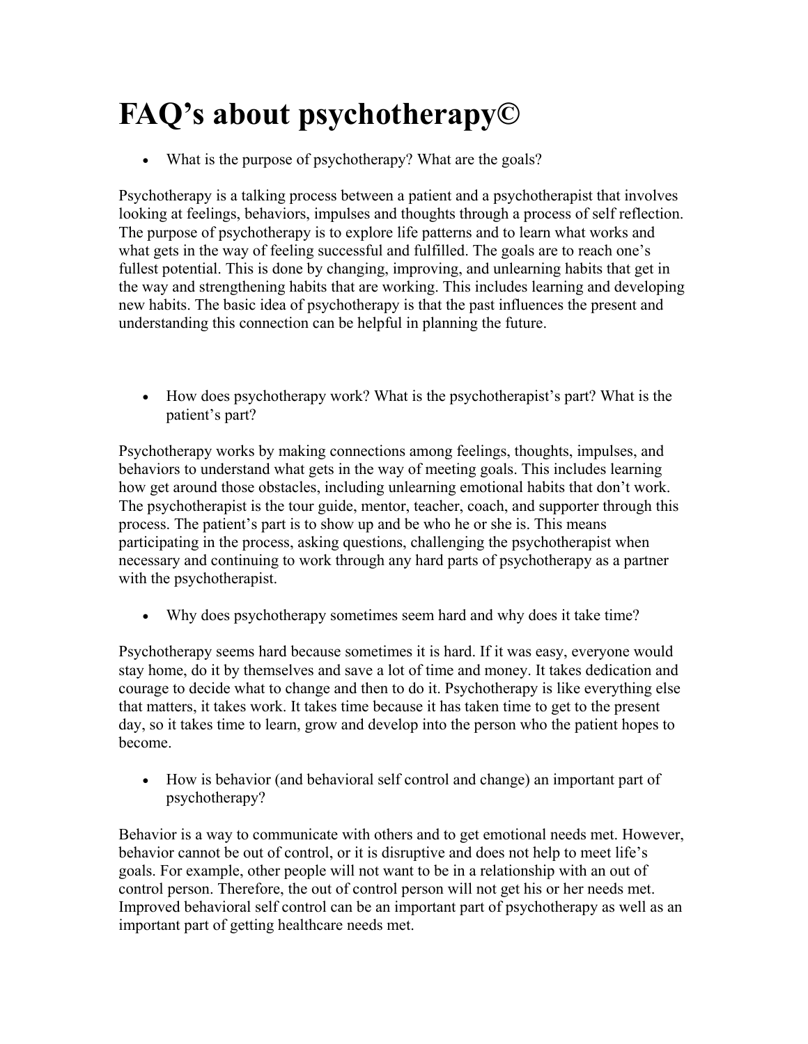# FAQ’s about psychotherapy©

- What is the purpose of psychotherapy? What are the goals?

Psychotherapy is a talking process between a patient and a psychotherapist that involves looking at feelings, behaviors, impulses and thoughts through a process of self reflection. The purpose of psychotherapy is to explore life patterns and to learn what works and what gets in the way of feeling successful and fulfilled. The goals are to reach one’s fullest potential. This is done by changing, improving, and unlearning habits that get in the way and strengthening habits that are working. This includes learning and developing new habits. The basic idea of psychotherapy is that the past influences the present and understanding this connection can be helpful in planning the future.

- How does psychotherapy work? What is the psychotherapist’s part? What is the patient’s part?

Psychotherapy works by making connections among feelings, thoughts, impulses, and behaviors to understand what gets in the way of meeting goals. This includes learning how get around those obstacles, including unlearning emotional habits that don’t work. The psychotherapist is the tour guide, mentor, teacher, coach, and supporter through this process. The patient’s part is to show up and be who he or she is. This means participating in the process, asking questions, challenging the psychotherapist when necessary and continuing to work through any hard parts of psychotherapy as a partner with the psychotherapist.

- Why does psychotherapy sometimes seem hard and why does it take time?

Psychotherapy seems hard because sometimes it is hard. If it was easy, everyone would stay home, do it by themselves and save a lot of time and money. It takes dedication and courage to decide what to change and then to do it. Psychotherapy is like everything else that matters, it takes work. It takes time because it has taken time to get to the present day, so it takes time to learn, grow and develop into the person who the patient hopes to become.

- How is behavior (and behavioral self control and change) an important part of psychotherapy?

Behavior is a way to communicate with others and to get emotional needs met. However, behavior cannot be out of control, or it is disruptive and does not help to meet life’s goals. For example, other people will not want to be in a relationship with an out of control person. Therefore, the out of control person will not get his or her needs met. Improved behavioral self control can be an important part of psychotherapy as well as an important part of getting healthcare needs met.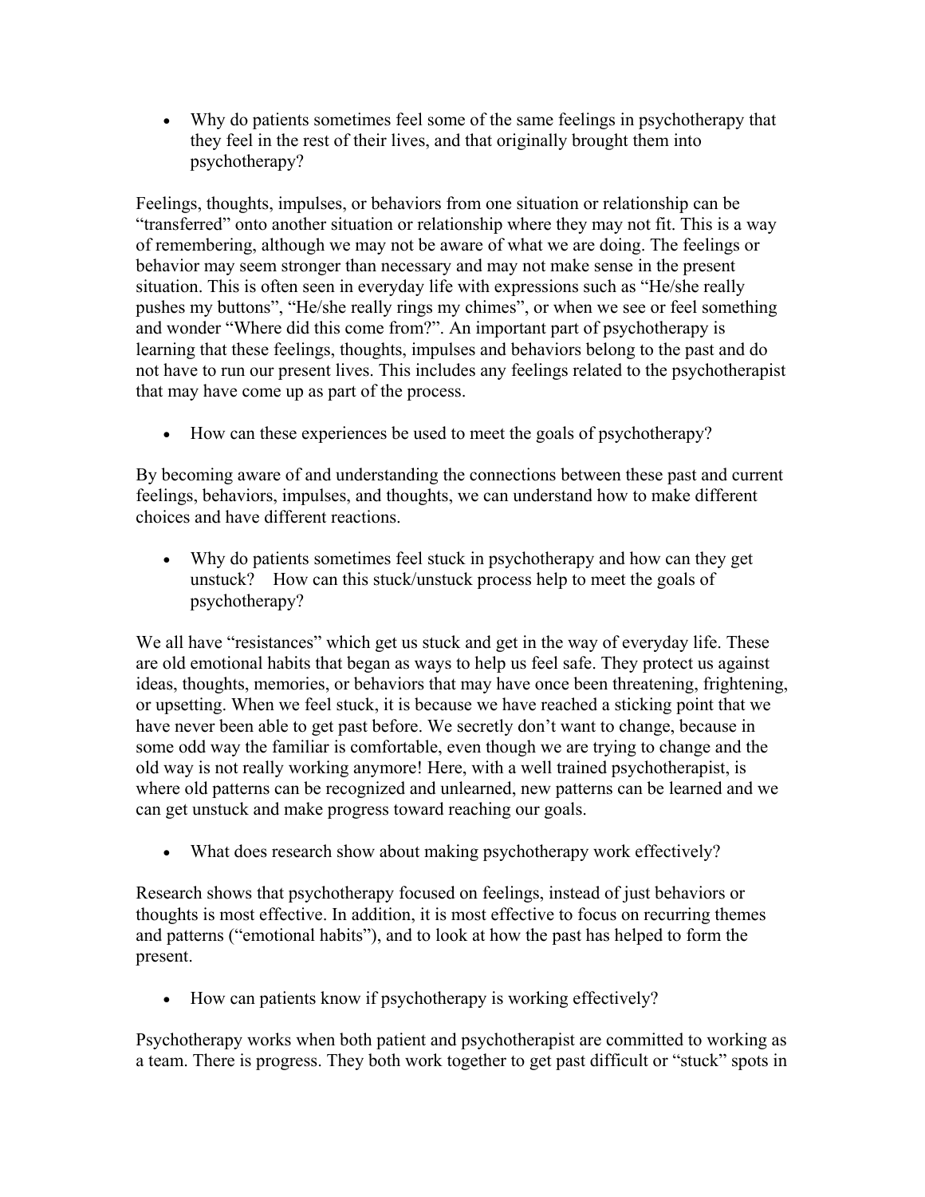- Why do patients sometimes feel some of the same feelings in psychotherapy that they feel in the rest of their lives, and that originally brought them into psychotherapy?

Feelings, thoughts, impulses, or behaviors from one situation or relationship can be "transferred" onto another situation or relationship where they may not fit. This is a way of remembering, although we may not be aware of what we are doing. The feelings or behavior may seem stronger than necessary and may not make sense in the present situation. This is often seen in everyday life with expressions such as "He/she really pushes my buttons", "He/she really rings my chimes", or when we see or feel something and wonder "Where did this come from?". An important part of psychotherapy is learning that these feelings, thoughts, impulses and behaviors belong to the past and do not have to run our present lives. This includes any feelings related to the psychotherapist that may have come up as part of the process.

- How can these experiences be used to meet the goals of psychotherapy?

By becoming aware of and understanding the connections between these past and current feelings, behaviors, impulses, and thoughts, we can understand how to make different choices and have different reactions.

- Why do patients sometimes feel stuck in psychotherapy and how can they get unstuck? How can this stuck/unstuck process help to meet the goals of psychotherapy?

We all have "resistances" which get us stuck and get in the way of everyday life. These are old emotional habits that began as ways to help us feel safe. They protect us against ideas, thoughts, memories, or behaviors that may have once been threatening, frightening, or upsetting. When we feel stuck, it is because we have reached a sticking point that we have never been able to get past before. We secretly don't want to change, because in some odd way the familiar is comfortable, even though we are trying to change and the old way is not really working anymore! Here, with a well trained psychotherapist, is where old patterns can be recognized and unlearned, new patterns can be learned and we can get unstuck and make progress toward reaching our goals.

- What does research show about making psychotherapy work effectively?

Research shows that psychotherapy focused on feelings, instead of just behaviors or thoughts is most effective. In addition, it is most effective to focus on recurring themes and patterns ("emotional habits"), and to look at how the past has helped to form the present.

- How can patients know if psychotherapy is working effectively?

Psychotherapy works when both patient and psychotherapist are committed to working as a team. There is progress. They both work together to get past difficult or "stuck" spots in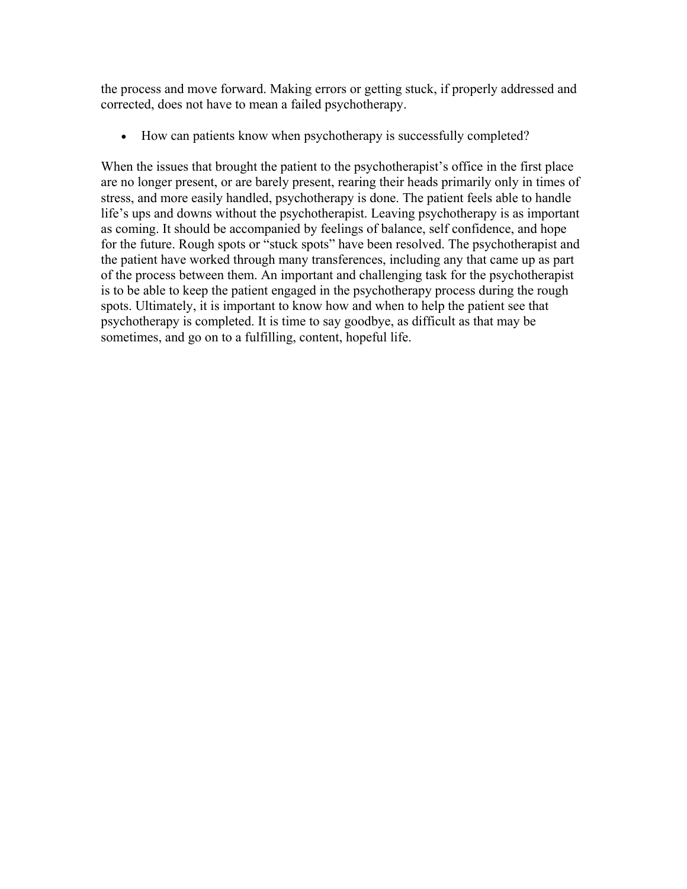the process and move forward. Making errors or getting stuck, if properly addressed and corrected, does not have to mean a failed psychotherapy.

- How can patients know when psychotherapy is successfully completed?

When the issues that brought the patient to the psychotherapist's office in the first place are no longer present, or are barely present, rearing their heads primarily only in times of stress, and more easily handled, psychotherapy is done. The patient feels able to handle life's ups and downs without the psychotherapist. Leaving psychotherapy is as important as coming. It should be accompanied by feelings of balance, self confidence, and hope for the future. Rough spots or "stuck spots" have been resolved. The psychotherapist and the patient have worked through many transferences, including any that came up as part of the process between them. An important and challenging task for the psychotherapist is to be able to keep the patient engaged in the psychotherapy process during the rough spots. Ultimately, it is important to know how and when to help the patient see that psychotherapy is completed. It is time to say goodbye, as difficult as that may be sometimes, and go on to a fulfilling, content, hopeful life.